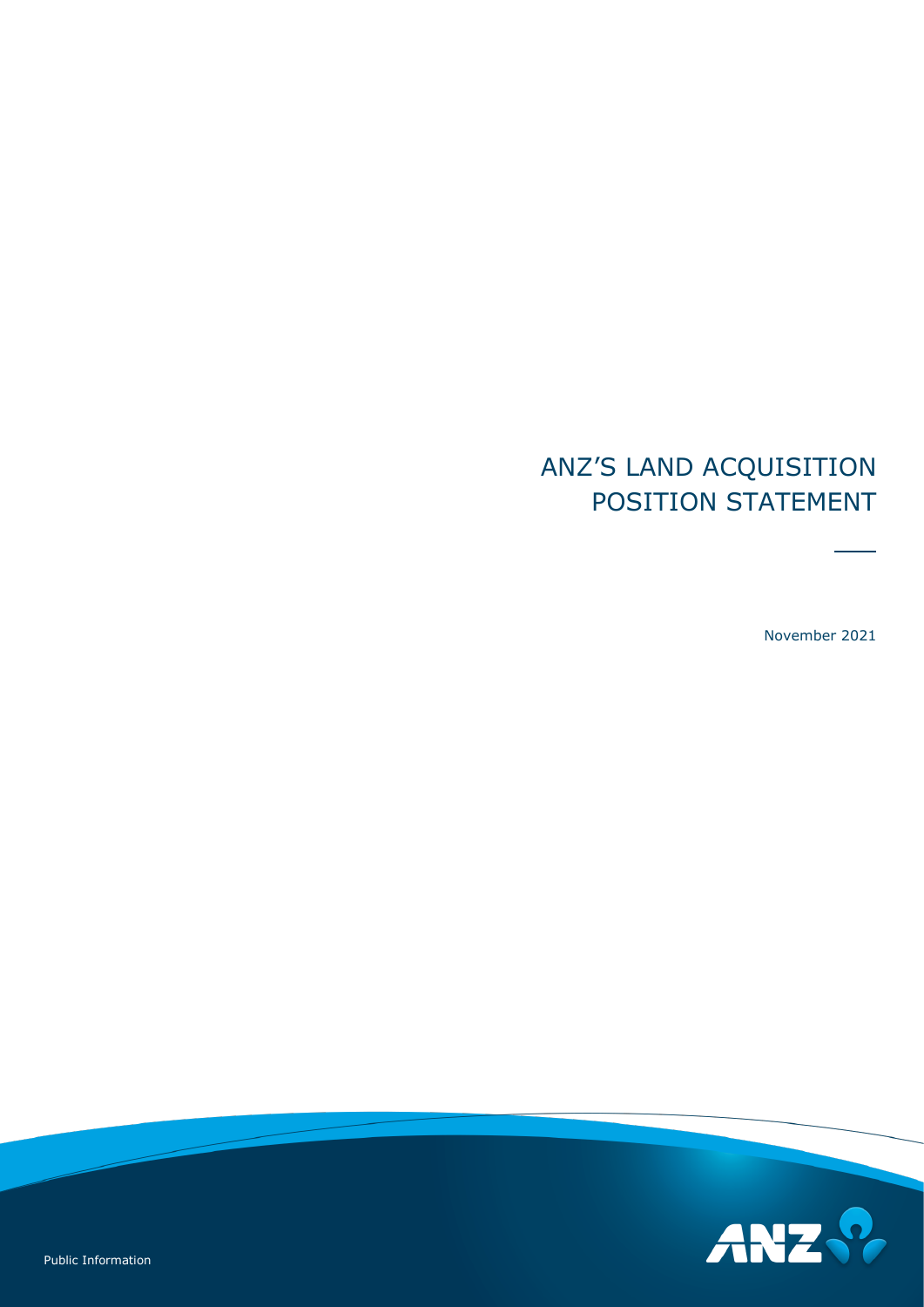# ANZ'S LAND ACQUISITION POSITION STATEMENT

November 2021

Public Information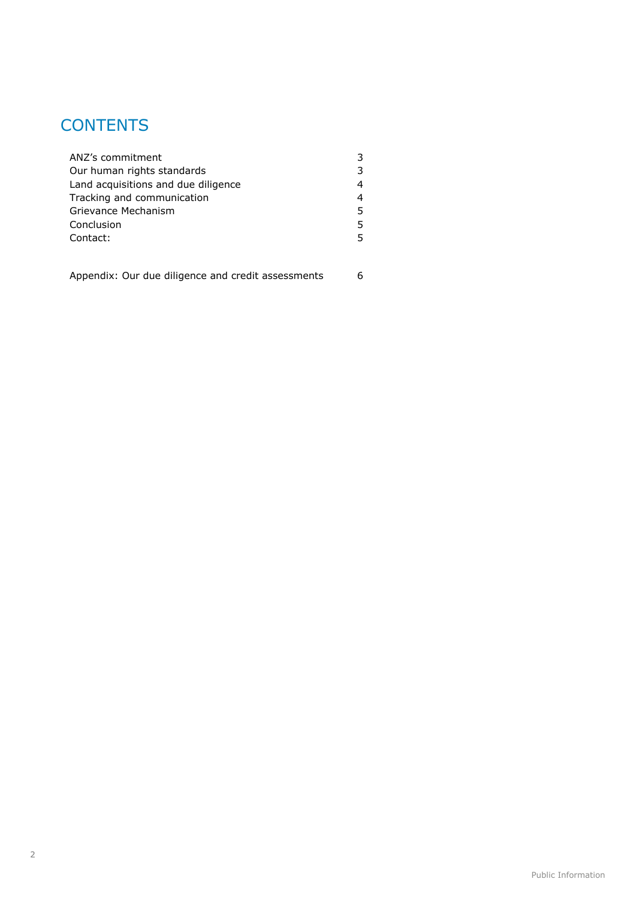# CONTENTS

| | |
|---|---|
| ANZ's commitment | 3 |
| Our human rights standards | 3 |
| Land acquisitions and due diligence | 4 |
| Tracking and communication | 4 |
| Grievance Mechanism | 5 |
| Conclusion | 5 |
| Contact: | 5 |
| | |
| Appendix: Our due diligence and credit assessments | 6 |

Public Information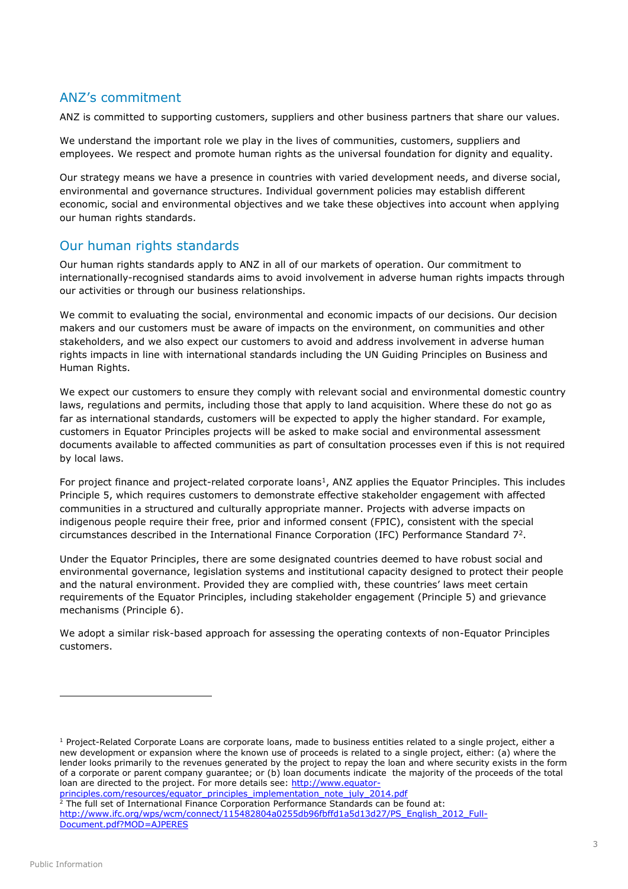## ANZ's commitment

ANZ is committed to supporting customers, suppliers and other business partners that share our values.

We understand the important role we play in the lives of communities, customers, suppliers and employees. We respect and promote human rights as the universal foundation for dignity and equality.

Our strategy means we have a presence in countries with varied development needs, and diverse social, environmental and governance structures. Individual government policies may establish different economic, social and environmental objectives and we take these objectives into account when applying our human rights standards.

## Our human rights standards

Our human rights standards apply to ANZ in all of our markets of operation. Our commitment to internationally-recognised standards aims to avoid involvement in adverse human rights impacts through our activities or through our business relationships.

We commit to evaluating the social, environmental and economic impacts of our decisions. Our decision makers and our customers must be aware of impacts on the environment, on communities and other stakeholders, and we also expect our customers to avoid and address involvement in adverse human rights impacts in line with international standards including the UN Guiding Principles on Business and Human Rights.

We expect our customers to ensure they comply with relevant social and environmental domestic country laws, regulations and permits, including those that apply to land acquisition. Where these do not go as far as international standards, customers will be expected to apply the higher standard. For example, customers in Equator Principles projects will be asked to make social and environmental assessment documents available to affected communities as part of consultation processes even if this is not required by local laws.

For project finance and project-related corporate loans[1], ANZ applies the Equator Principles. This includes Principle 5, which requires customers to demonstrate effective stakeholder engagement with affected communities in a structured and culturally appropriate manner. Projects with adverse impacts on indigenous people require their free, prior and informed consent (FPIC), consistent with the special circumstances described in the International Finance Corporation (IFC) Performance Standard 7[2].

Under the Equator Principles, there are some designated countries deemed to have robust social and environmental governance, legislation systems and institutional capacity designed to protect their people and the natural environment. Provided they are complied with, these countries' laws meet certain requirements of the Equator Principles, including stakeholder engagement (Principle 5) and grievance mechanisms (Principle 6).

We adopt a similar risk-based approach for assessing the operating contexts of non-Equator Principles customers.

---

[1] Project-Related Corporate Loans are corporate loans, made to business entities related to a single project, either a new development or expansion where the known use of proceeds is related to a single project, either: (a) where the lender looks primarily to the revenues generated by the project to repay the loan and where security exists in the form of a corporate or parent company guarantee; or (b) loan documents indicate the majority of the proceeds of the total loan are directed to the project. For more details see: http://www.equator-principles.com/resources/equator_principles_implementation_note_july_2014.pdf

[2] The full set of International Finance Corporation Performance Standards can be found at: http://www.ifc.org/wps/wcm/connect/115482804a0255db96fbffd1a5d13d27/PS_English_2012_Full-Document.pdf?MOD=AJPERES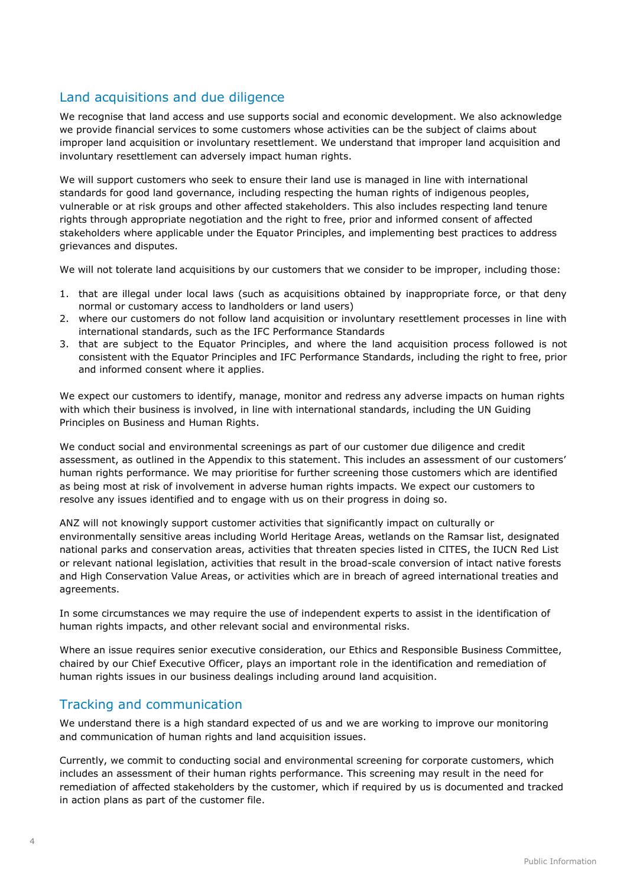## Land acquisitions and due diligence

We recognise that land access and use supports social and economic development. We also acknowledge we provide financial services to some customers whose activities can be the subject of claims about improper land acquisition or involuntary resettlement. We understand that improper land acquisition and involuntary resettlement can adversely impact human rights.

We will support customers who seek to ensure their land use is managed in line with international standards for good land governance, including respecting the human rights of indigenous peoples, vulnerable or at risk groups and other affected stakeholders. This also includes respecting land tenure rights through appropriate negotiation and the right to free, prior and informed consent of affected stakeholders where applicable under the Equator Principles, and implementing best practices to address grievances and disputes.

We will not tolerate land acquisitions by our customers that we consider to be improper, including those:

1. that are illegal under local laws (such as acquisitions obtained by inappropriate force, or that deny normal or customary access to landholders or land users)
2. where our customers do not follow land acquisition or involuntary resettlement processes in line with international standards, such as the IFC Performance Standards
3. that are subject to the Equator Principles, and where the land acquisition process followed is not consistent with the Equator Principles and IFC Performance Standards, including the right to free, prior and informed consent where it applies.

We expect our customers to identify, manage, monitor and redress any adverse impacts on human rights with which their business is involved, in line with international standards, including the UN Guiding Principles on Business and Human Rights.

We conduct social and environmental screenings as part of our customer due diligence and credit assessment, as outlined in the Appendix to this statement. This includes an assessment of our customers' human rights performance. We may prioritise for further screening those customers which are identified as being most at risk of involvement in adverse human rights impacts. We expect our customers to resolve any issues identified and to engage with us on their progress in doing so.

ANZ will not knowingly support customer activities that significantly impact on culturally or environmentally sensitive areas including World Heritage Areas, wetlands on the Ramsar list, designated national parks and conservation areas, activities that threaten species listed in CITES, the IUCN Red List or relevant national legislation, activities that result in the broad-scale conversion of intact native forests and High Conservation Value Areas, or activities which are in breach of agreed international treaties and agreements.

In some circumstances we may require the use of independent experts to assist in the identification of human rights impacts, and other relevant social and environmental risks.

Where an issue requires senior executive consideration, our Ethics and Responsible Business Committee, chaired by our Chief Executive Officer, plays an important role in the identification and remediation of human rights issues in our business dealings including around land acquisition.

## Tracking and communication

We understand there is a high standard expected of us and we are working to improve our monitoring and communication of human rights and land acquisition issues.

Currently, we commit to conducting social and environmental screening for corporate customers, which includes an assessment of their human rights performance. This screening may result in the need for remediation of affected stakeholders by the customer, which if required by us is documented and tracked in action plans as part of the customer file.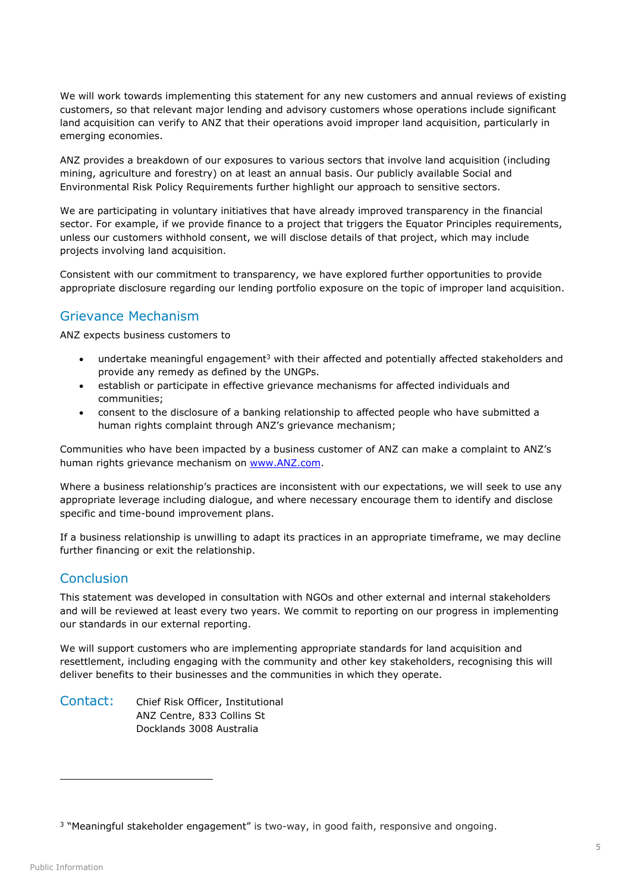We will work towards implementing this statement for any new customers and annual reviews of existing customers, so that relevant major lending and advisory customers whose operations include significant land acquisition can verify to ANZ that their operations avoid improper land acquisition, particularly in emerging economies.

ANZ provides a breakdown of our exposures to various sectors that involve land acquisition (including mining, agriculture and forestry) on at least an annual basis. Our publicly available Social and Environmental Risk Policy Requirements further highlight our approach to sensitive sectors.

We are participating in voluntary initiatives that have already improved transparency in the financial sector. For example, if we provide finance to a project that triggers the Equator Principles requirements, unless our customers withhold consent, we will disclose details of that project, which may include projects involving land acquisition.

Consistent with our commitment to transparency, we have explored further opportunities to provide appropriate disclosure regarding our lending portfolio exposure on the topic of improper land acquisition.

## Grievance Mechanism

ANZ expects business customers to

- undertake meaningful engagement[3] with their affected and potentially affected stakeholders and provide any remedy as defined by the UNGPs.
- establish or participate in effective grievance mechanisms for affected individuals and communities;
- consent to the disclosure of a banking relationship to affected people who have submitted a human rights complaint through ANZ's grievance mechanism;

Communities who have been impacted by a business customer of ANZ can make a complaint to ANZ's human rights grievance mechanism on [www.ANZ.com](http://www.ANZ.com).

Where a business relationship's practices are inconsistent with our expectations, we will seek to use any appropriate leverage including dialogue, and where necessary encourage them to identify and disclose specific and time-bound improvement plans.

If a business relationship is unwilling to adapt its practices in an appropriate timeframe, we may decline further financing or exit the relationship.

## Conclusion

This statement was developed in consultation with NGOs and other external and internal stakeholders and will be reviewed at least every two years. We commit to reporting on our progress in implementing our standards in our external reporting.

We will support customers who are implementing appropriate standards for land acquisition and resettlement, including engaging with the community and other key stakeholders, recognising this will deliver benefits to their businesses and the communities in which they operate.

**Contact:** Chief Risk Officer, Institutional
ANZ Centre, 833 Collins St
Docklands 3008 Australia

---

[3] "Meaningful stakeholder engagement" is two-way, in good faith, responsive and ongoing.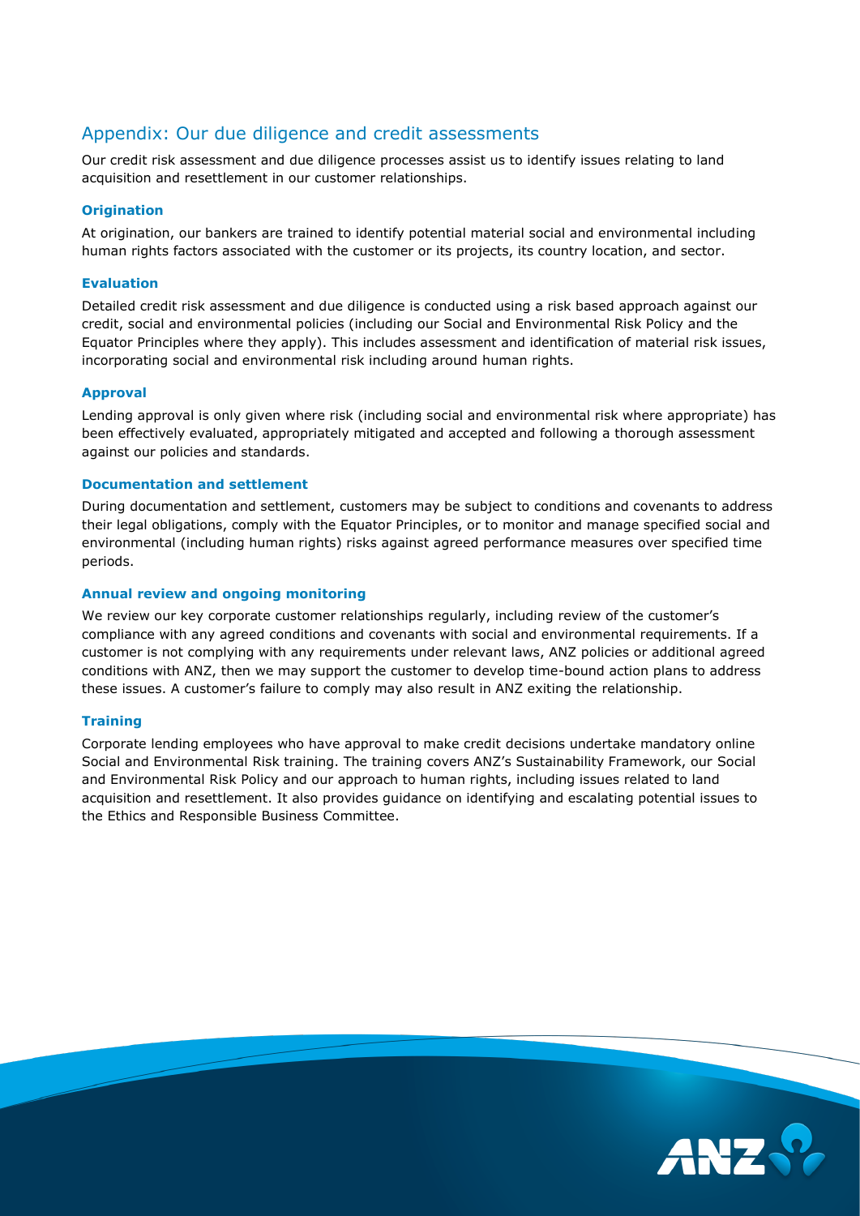## Appendix: Our due diligence and credit assessments

Our credit risk assessment and due diligence processes assist us to identify issues relating to land acquisition and resettlement in our customer relationships.

### Origination

At origination, our bankers are trained to identify potential material social and environmental including human rights factors associated with the customer or its projects, its country location, and sector.

### Evaluation

Detailed credit risk assessment and due diligence is conducted using a risk based approach against our credit, social and environmental policies (including our Social and Environmental Risk Policy and the Equator Principles where they apply). This includes assessment and identification of material risk issues, incorporating social and environmental risk including around human rights.

### Approval

Lending approval is only given where risk (including social and environmental risk where appropriate) has been effectively evaluated, appropriately mitigated and accepted and following a thorough assessment against our policies and standards.

### Documentation and settlement

During documentation and settlement, customers may be subject to conditions and covenants to address their legal obligations, comply with the Equator Principles, or to monitor and manage specified social and environmental (including human rights) risks against agreed performance measures over specified time periods.

### Annual review and ongoing monitoring

We review our key corporate customer relationships regularly, including review of the customer's compliance with any agreed conditions and covenants with social and environmental requirements. If a customer is not complying with any requirements under relevant laws, ANZ policies or additional agreed conditions with ANZ, then we may support the customer to develop time-bound action plans to address these issues. A customer's failure to comply may also result in ANZ exiting the relationship.

### Training

Corporate lending employees who have approval to make credit decisions undertake mandatory online Social and Environmental Risk training. The training covers ANZ's Sustainability Framework, our Social and Environmental Risk Policy and our approach to human rights, including issues related to land acquisition and resettlement. It also provides guidance on identifying and escalating potential issues to the Ethics and Responsible Business Committee.